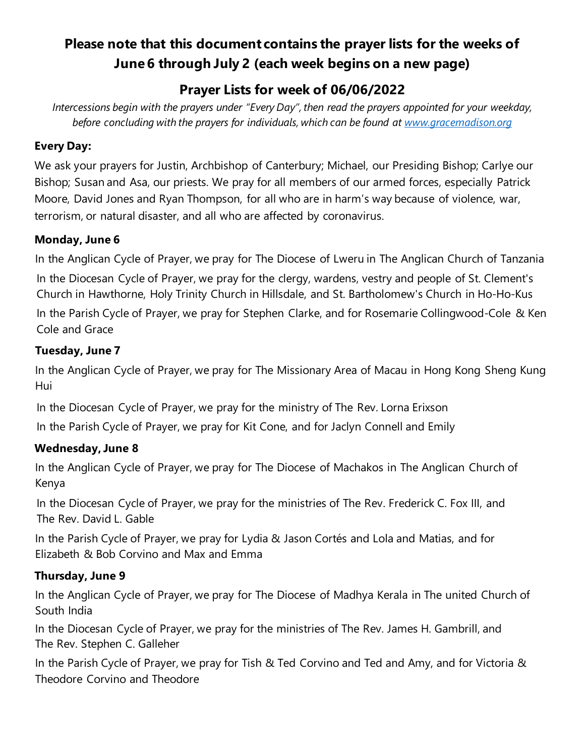# Please note that this document contains the prayer lists for the weeks of June 6 through July 2 (each week begins on a new page)

## Prayer Lists for week of 06/06/2022

*Intercessions begin with the prayers under "Every Day", then read the prayers appointed for your weekday, before concluding with the prayers for individuals, which can be found at [www.gracemadison.org](www.gracemadison.org)*

**Every Day:**

We ask your prayers for Justin, Archbishop of Canterbury; Michael, our Presiding Bishop; Carlye our Bishop; Susan and Asa, our priests. We pray for all members of our armed forces, especially Patrick Moore, David Jones and Ryan Thompson, for all who are in harm's way because of violence, war, terrorism, or natural disaster, and all who are affected by coronavirus.

**Monday, June 6**

In the Anglican Cycle of Prayer, we pray for The Diocese of Lweru in The Anglican Church of Tanzania

In the Diocesan Cycle of Prayer, we pray for the clergy, wardens, vestry and people of St. Clement's Church in Hawthorne, Holy Trinity Church in Hillsdale, and St. Bartholomew's Church in Ho-Ho-Kus

In the Parish Cycle of Prayer, we pray for Stephen Clarke, and for Rosemarie Collingwood-Cole & Ken Cole and Grace

**Tuesday, June 7**

In the Anglican Cycle of Prayer, we pray for The Missionary Area of Macau in Hong Kong Sheng Kung Hui

In the Diocesan Cycle of Prayer, we pray for the ministry of The Rev. Lorna Erixson

In the Parish Cycle of Prayer, we pray for Kit Cone, and for Jaclyn Connell and Emily

**Wednesday, June 8**

In the Anglican Cycle of Prayer, we pray for The Diocese of Machakos in The Anglican Church of Kenya

In the Diocesan Cycle of Prayer, we pray for the ministries of The Rev. Frederick C. Fox III, and The Rev. David L. Gable

In the Parish Cycle of Prayer, we pray for Lydia & Jason Cortés and Lola and Matias, and for Elizabeth & Bob Corvino and Max and Emma

**Thursday, June 9**

In the Anglican Cycle of Prayer, we pray for The Diocese of Madhya Kerala in The united Church of South India

In the Diocesan Cycle of Prayer, we pray for the ministries of The Rev. James H. Gambrill, and The Rev. Stephen C. Galleher

In the Parish Cycle of Prayer, we pray for Tish & Ted Corvino and Ted and Amy, and for Victoria & Theodore Corvino and Theodore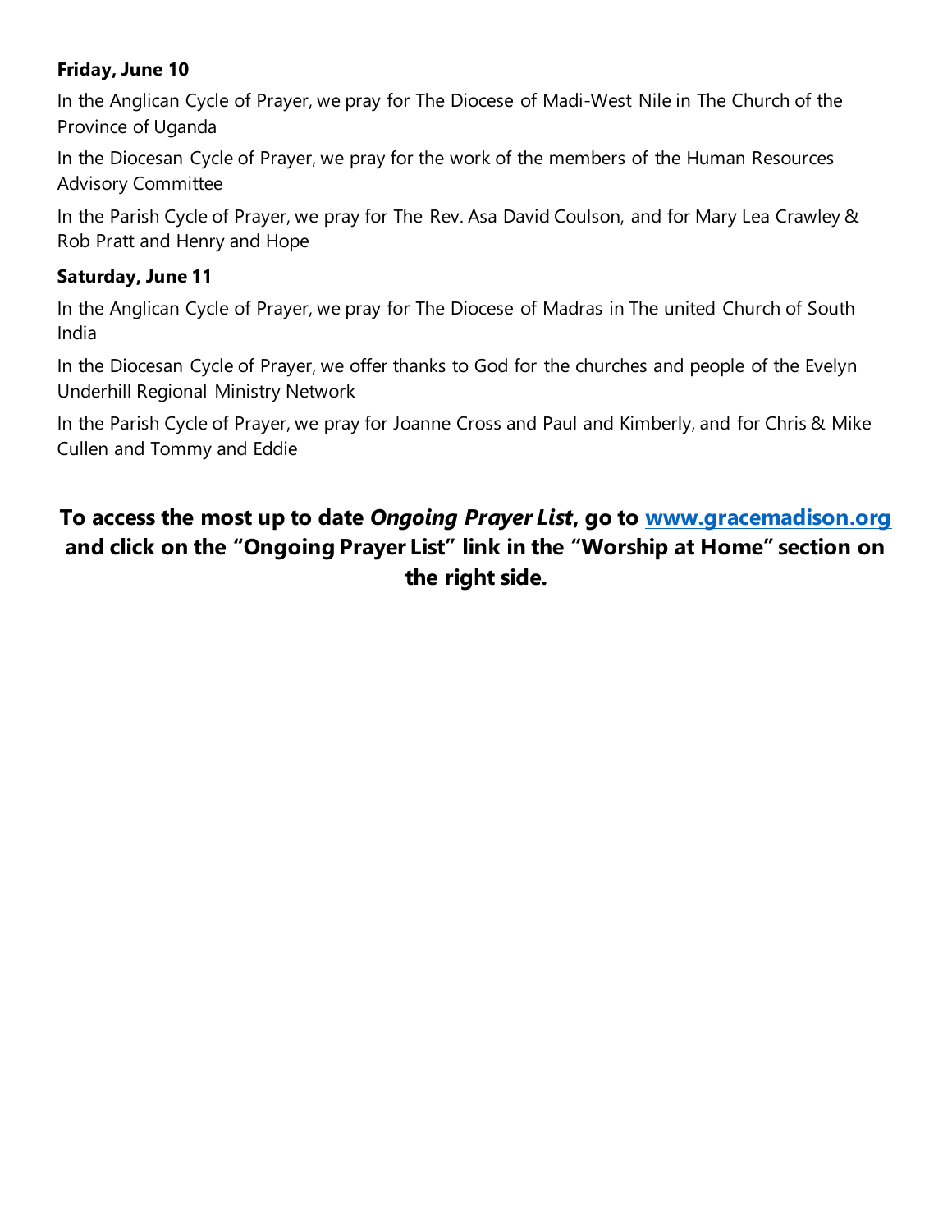**Friday, June 10**

In the Anglican Cycle of Prayer, we pray for The Diocese of Madi-West Nile in The Church of the Province of Uganda

In the Diocesan Cycle of Prayer, we pray for the work of the members of the Human Resources Advisory Committee

In the Parish Cycle of Prayer, we pray for The Rev. Asa David Coulson, and for Mary Lea Crawley & Rob Pratt and Henry and Hope

**Saturday, June 11**

In the Anglican Cycle of Prayer, we pray for The Diocese of Madras in The united Church of South India

In the Diocesan Cycle of Prayer, we offer thanks to God for the churches and people of the Evelyn Underhill Regional Ministry Network

In the Parish Cycle of Prayer, we pray for Joanne Cross and Paul and Kimberly, and for Chris & Mike Cullen and Tommy and Eddie

**To access the most up to date *Ongoing Prayer List*, go to [www.gracemadison.org](http://www.gracemadison.org) and click on the "Ongoing Prayer List" link in the "Worship at Home" section on the right side.**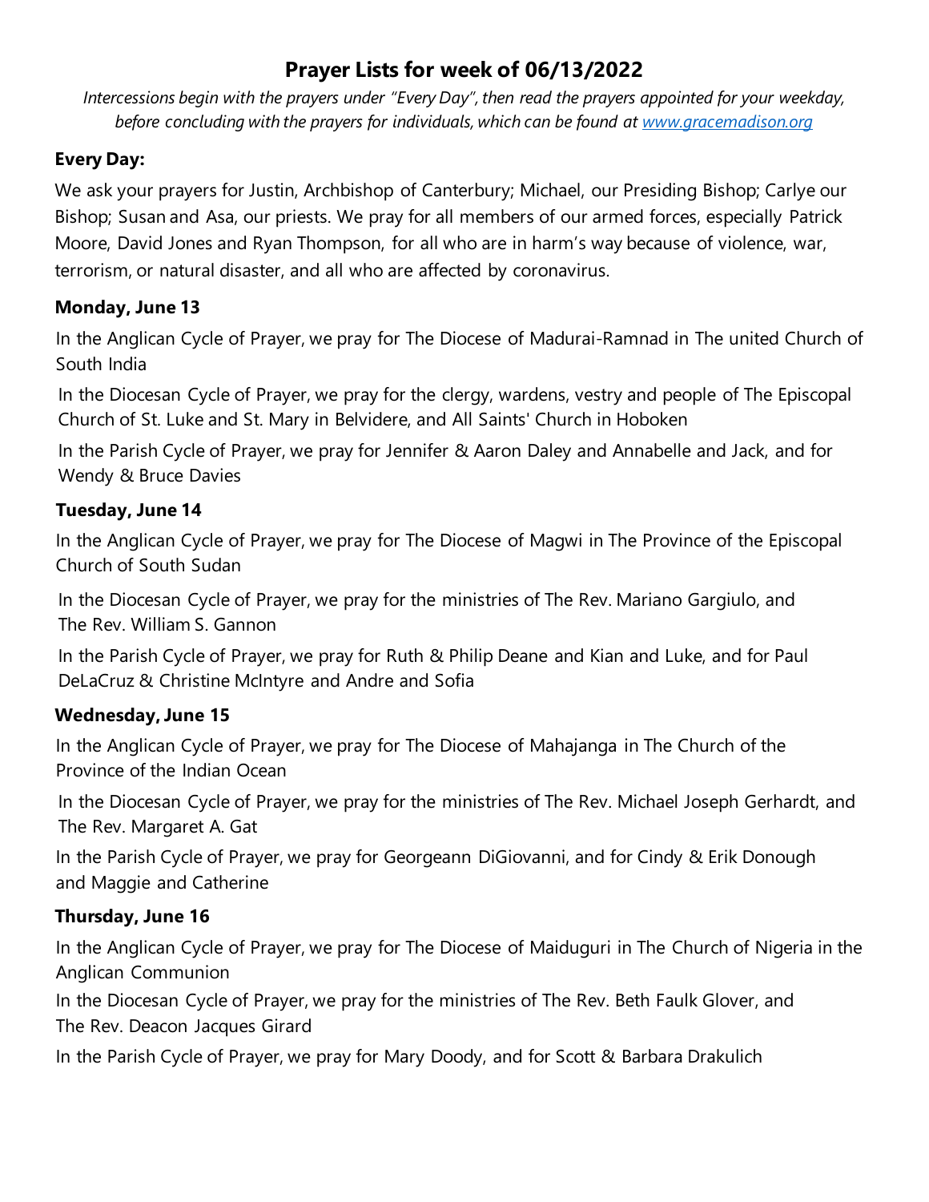# Prayer Lists for week of 06/13/2022

*Intercessions begin with the prayers under "Every Day", then read the prayers appointed for your weekday, before concluding with the prayers for individuals, which can be found at [www.gracemadison.org](www.gracemadison.org)*

**Every Day:**

We ask your prayers for Justin, Archbishop of Canterbury; Michael, our Presiding Bishop; Carlye our Bishop; Susan and Asa, our priests. We pray for all members of our armed forces, especially Patrick Moore, David Jones and Ryan Thompson, for all who are in harm's way because of violence, war, terrorism, or natural disaster, and all who are affected by coronavirus.

**Monday, June 13**

In the Anglican Cycle of Prayer, we pray for The Diocese of Madurai-Ramnad in The united Church of South India

In the Diocesan Cycle of Prayer, we pray for the clergy, wardens, vestry and people of The Episcopal Church of St. Luke and St. Mary in Belvidere, and All Saints' Church in Hoboken

In the Parish Cycle of Prayer, we pray for Jennifer & Aaron Daley and Annabelle and Jack, and for Wendy & Bruce Davies

**Tuesday, June 14**

In the Anglican Cycle of Prayer, we pray for The Diocese of Magwi in The Province of the Episcopal Church of South Sudan

In the Diocesan Cycle of Prayer, we pray for the ministries of The Rev. Mariano Gargiulo, and The Rev. William S. Gannon

In the Parish Cycle of Prayer, we pray for Ruth & Philip Deane and Kian and Luke, and for Paul DeLaCruz & Christine McIntyre and Andre and Sofia

**Wednesday, June 15**

In the Anglican Cycle of Prayer, we pray for The Diocese of Mahajanga in The Church of the Province of the Indian Ocean

In the Diocesan Cycle of Prayer, we pray for the ministries of The Rev. Michael Joseph Gerhardt, and The Rev. Margaret A. Gat

In the Parish Cycle of Prayer, we pray for Georgeann DiGiovanni, and for Cindy & Erik Donough and Maggie and Catherine

**Thursday, June 16**

In the Anglican Cycle of Prayer, we pray for The Diocese of Maiduguri in The Church of Nigeria in the Anglican Communion

In the Diocesan Cycle of Prayer, we pray for the ministries of The Rev. Beth Faulk Glover, and The Rev. Deacon Jacques Girard

In the Parish Cycle of Prayer, we pray for Mary Doody, and for Scott & Barbara Drakulich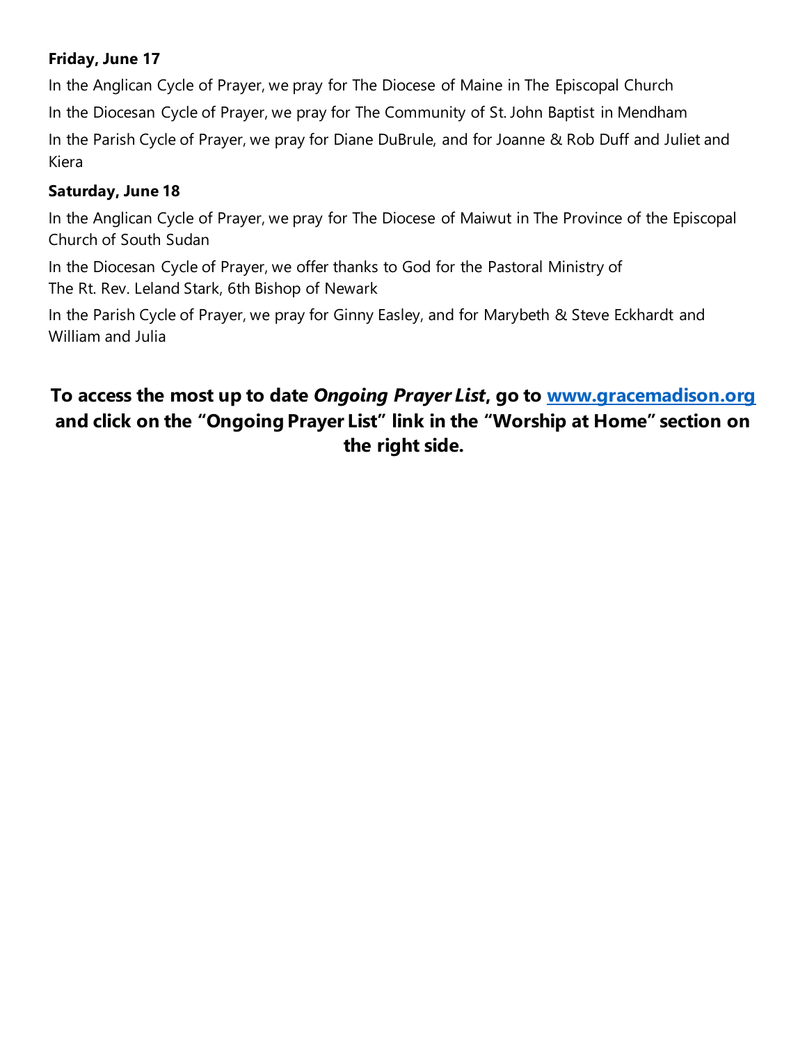**Friday, June 17**

In the Anglican Cycle of Prayer, we pray for The Diocese of Maine in The Episcopal Church

In the Diocesan Cycle of Prayer, we pray for The Community of St. John Baptist in Mendham

In the Parish Cycle of Prayer, we pray for Diane DuBrule, and for Joanne & Rob Duff and Juliet and Kiera

**Saturday, June 18**

In the Anglican Cycle of Prayer, we pray for The Diocese of Maiwut in The Province of the Episcopal Church of South Sudan

In the Diocesan Cycle of Prayer, we offer thanks to God for the Pastoral Ministry of
The Rt. Rev. Leland Stark, 6th Bishop of Newark

In the Parish Cycle of Prayer, we pray for Ginny Easley, and for Marybeth & Steve Eckhardt and William and Julia

**To access the most up to date *Ongoing Prayer List*, go to [www.gracemadison.org](http://www.gracemadison.org) and click on the "Ongoing Prayer List" link in the "Worship at Home" section on the right side.**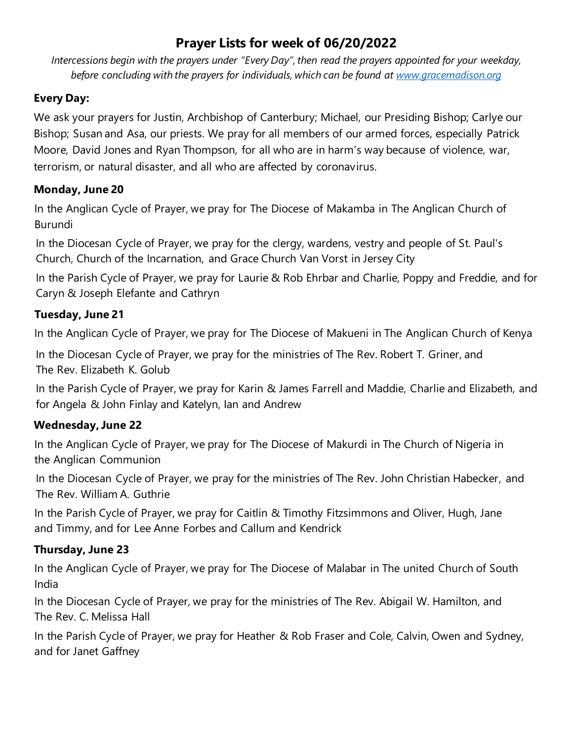# Prayer Lists for week of 06/20/2022

*Intercessions begin with the prayers under "Every Day", then read the prayers appointed for your weekday, before concluding with the prayers for individuals, which can be found at [www.gracemadison.org](www.gracemadison.org)*

**Every Day:**

We ask your prayers for Justin, Archbishop of Canterbury; Michael, our Presiding Bishop; Carlye our Bishop; Susan and Asa, our priests. We pray for all members of our armed forces, especially Patrick Moore, David Jones and Ryan Thompson, for all who are in harm's way because of violence, war, terrorism, or natural disaster, and all who are affected by coronavirus.

**Monday, June 20**

In the Anglican Cycle of Prayer, we pray for The Diocese of Makamba in The Anglican Church of Burundi

In the Diocesan Cycle of Prayer, we pray for the clergy, wardens, vestry and people of St. Paul's Church, Church of the Incarnation, and Grace Church Van Vorst in Jersey City

In the Parish Cycle of Prayer, we pray for Laurie & Rob Ehrbar and Charlie, Poppy and Freddie, and for Caryn & Joseph Elefante and Cathryn

**Tuesday, June 21**

In the Anglican Cycle of Prayer, we pray for The Diocese of Makueni in The Anglican Church of Kenya

In the Diocesan Cycle of Prayer, we pray for the ministries of The Rev. Robert T. Griner, and The Rev. Elizabeth K. Golub

In the Parish Cycle of Prayer, we pray for Karin & James Farrell and Maddie, Charlie and Elizabeth, and for Angela & John Finlay and Katelyn, Ian and Andrew

**Wednesday, June 22**

In the Anglican Cycle of Prayer, we pray for The Diocese of Makurdi in The Church of Nigeria in the Anglican Communion

In the Diocesan Cycle of Prayer, we pray for the ministries of The Rev. John Christian Habecker, and The Rev. William A. Guthrie

In the Parish Cycle of Prayer, we pray for Caitlin & Timothy Fitzsimmons and Oliver, Hugh, Jane and Timmy, and for Lee Anne Forbes and Callum and Kendrick

**Thursday, June 23**

In the Anglican Cycle of Prayer, we pray for The Diocese of Malabar in The united Church of South India

In the Diocesan Cycle of Prayer, we pray for the ministries of The Rev. Abigail W. Hamilton, and The Rev. C. Melissa Hall

In the Parish Cycle of Prayer, we pray for Heather & Rob Fraser and Cole, Calvin, Owen and Sydney, and for Janet Gaffney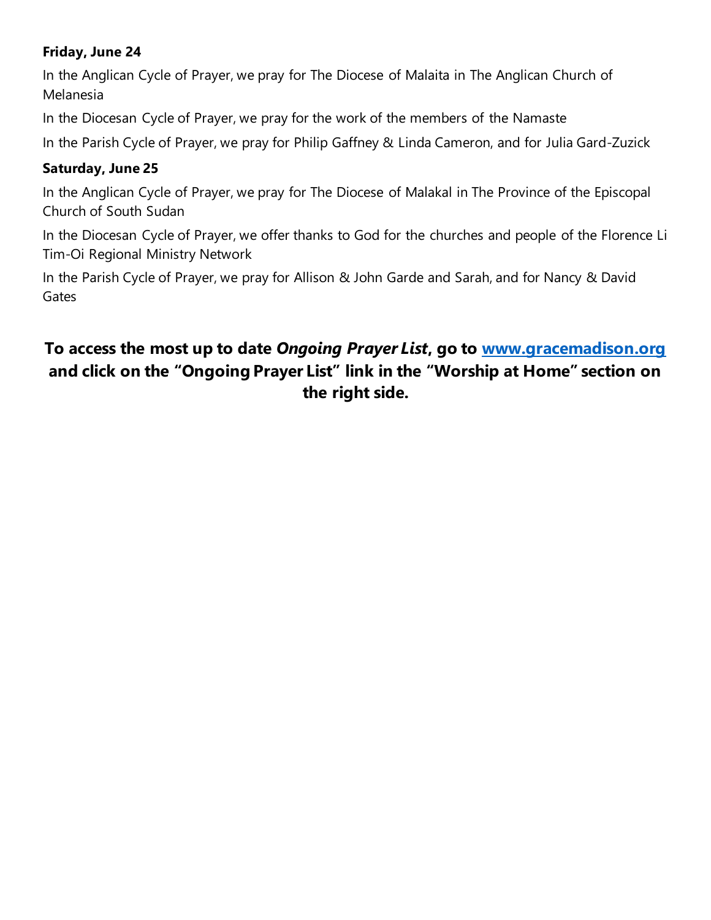**Friday, June 24**

In the Anglican Cycle of Prayer, we pray for The Diocese of Malaita in The Anglican Church of Melanesia

In the Diocesan Cycle of Prayer, we pray for the work of the members of the Namaste

In the Parish Cycle of Prayer, we pray for Philip Gaffney & Linda Cameron, and for Julia Gard-Zuzick

**Saturday, June 25**

In the Anglican Cycle of Prayer, we pray for The Diocese of Malakal in The Province of the Episcopal Church of South Sudan

In the Diocesan Cycle of Prayer, we offer thanks to God for the churches and people of the Florence Li Tim-Oi Regional Ministry Network

In the Parish Cycle of Prayer, we pray for Allison & John Garde and Sarah, and for Nancy & David Gates

**To access the most up to date *Ongoing Prayer List*, go to [www.gracemadison.org](http://www.gracemadison.org) and click on the "Ongoing Prayer List" link in the "Worship at Home" section on the right side.**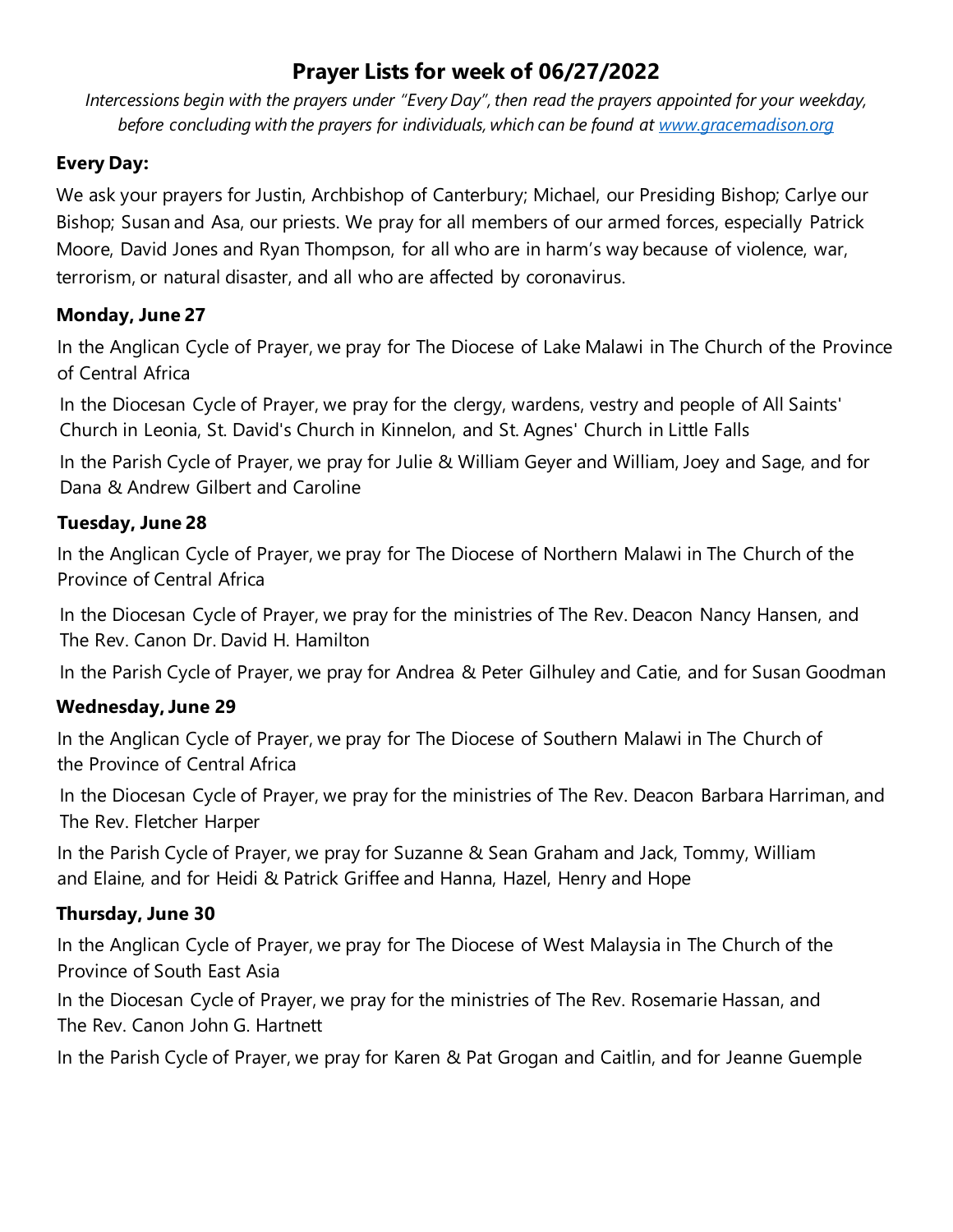# Prayer Lists for week of 06/27/2022

*Intercessions begin with the prayers under "Every Day", then read the prayers appointed for your weekday, before concluding with the prayers for individuals, which can be found at [www.gracemadison.org](www.gracemadison.org)*

**Every Day:**

We ask your prayers for Justin, Archbishop of Canterbury; Michael, our Presiding Bishop; Carlye our Bishop; Susan and Asa, our priests. We pray for all members of our armed forces, especially Patrick Moore, David Jones and Ryan Thompson, for all who are in harm's way because of violence, war, terrorism, or natural disaster, and all who are affected by coronavirus.

**Monday, June 27**

In the Anglican Cycle of Prayer, we pray for The Diocese of Lake Malawi in The Church of the Province of Central Africa

In the Diocesan Cycle of Prayer, we pray for the clergy, wardens, vestry and people of All Saints' Church in Leonia, St. David's Church in Kinnelon, and St. Agnes' Church in Little Falls

In the Parish Cycle of Prayer, we pray for Julie & William Geyer and William, Joey and Sage, and for Dana & Andrew Gilbert and Caroline

**Tuesday, June 28**

In the Anglican Cycle of Prayer, we pray for The Diocese of Northern Malawi in The Church of the Province of Central Africa

In the Diocesan Cycle of Prayer, we pray for the ministries of The Rev. Deacon Nancy Hansen, and The Rev. Canon Dr. David H. Hamilton

In the Parish Cycle of Prayer, we pray for Andrea & Peter Gilhuley and Catie, and for Susan Goodman

**Wednesday, June 29**

In the Anglican Cycle of Prayer, we pray for The Diocese of Southern Malawi in The Church of the Province of Central Africa

In the Diocesan Cycle of Prayer, we pray for the ministries of The Rev. Deacon Barbara Harriman, and The Rev. Fletcher Harper

In the Parish Cycle of Prayer, we pray for Suzanne & Sean Graham and Jack, Tommy, William and Elaine, and for Heidi & Patrick Griffee and Hanna, Hazel, Henry and Hope

**Thursday, June 30**

In the Anglican Cycle of Prayer, we pray for The Diocese of West Malaysia in The Church of the Province of South East Asia

In the Diocesan Cycle of Prayer, we pray for the ministries of The Rev. Rosemarie Hassan, and The Rev. Canon John G. Hartnett

In the Parish Cycle of Prayer, we pray for Karen & Pat Grogan and Caitlin, and for Jeanne Guemple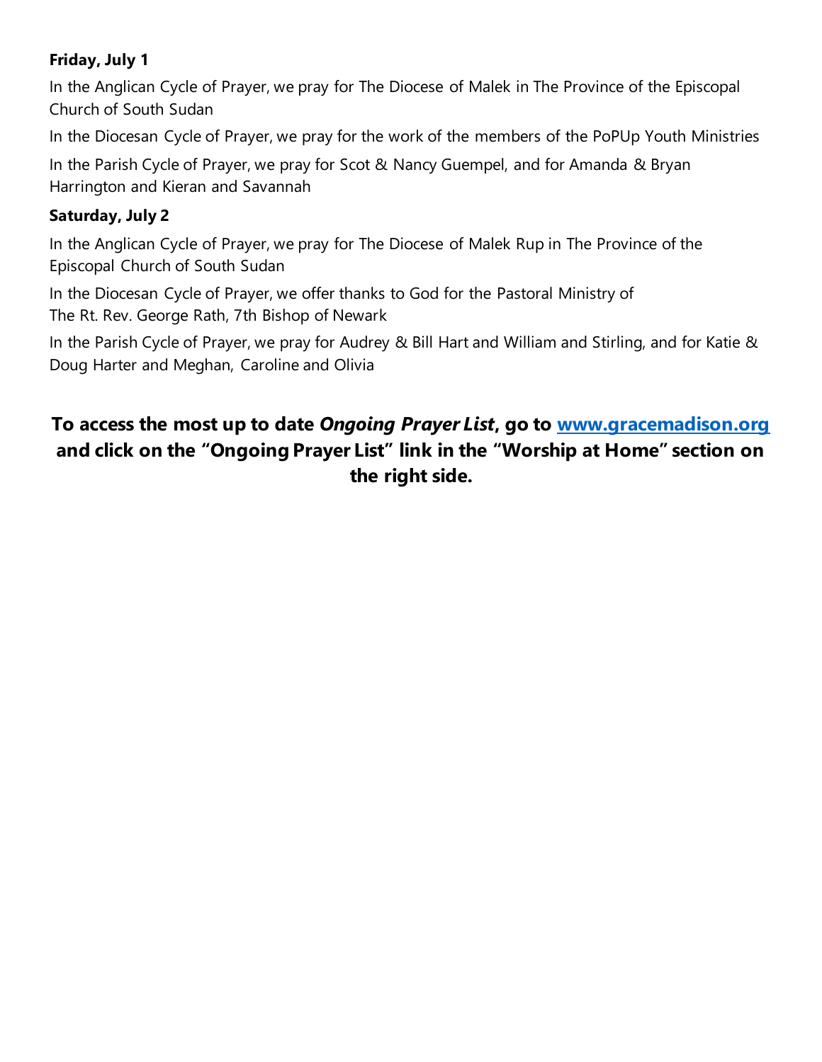**Friday, July 1**

In the Anglican Cycle of Prayer, we pray for The Diocese of Malek in The Province of the Episcopal Church of South Sudan

In the Diocesan Cycle of Prayer, we pray for the work of the members of the PoPUp Youth Ministries

In the Parish Cycle of Prayer, we pray for Scot & Nancy Guempel, and for Amanda & Bryan Harrington and Kieran and Savannah

**Saturday, July 2**

In the Anglican Cycle of Prayer, we pray for The Diocese of Malek Rup in The Province of the Episcopal Church of South Sudan

In the Diocesan Cycle of Prayer, we offer thanks to God for the Pastoral Ministry of The Rt. Rev. George Rath, 7th Bishop of Newark

In the Parish Cycle of Prayer, we pray for Audrey & Bill Hart and William and Stirling, and for Katie & Doug Harter and Meghan, Caroline and Olivia

**To access the most up to date *Ongoing Prayer List*, go to [www.gracemadison.org](http://www.gracemadison.org) and click on the "Ongoing Prayer List" link in the "Worship at Home" section on the right side.**